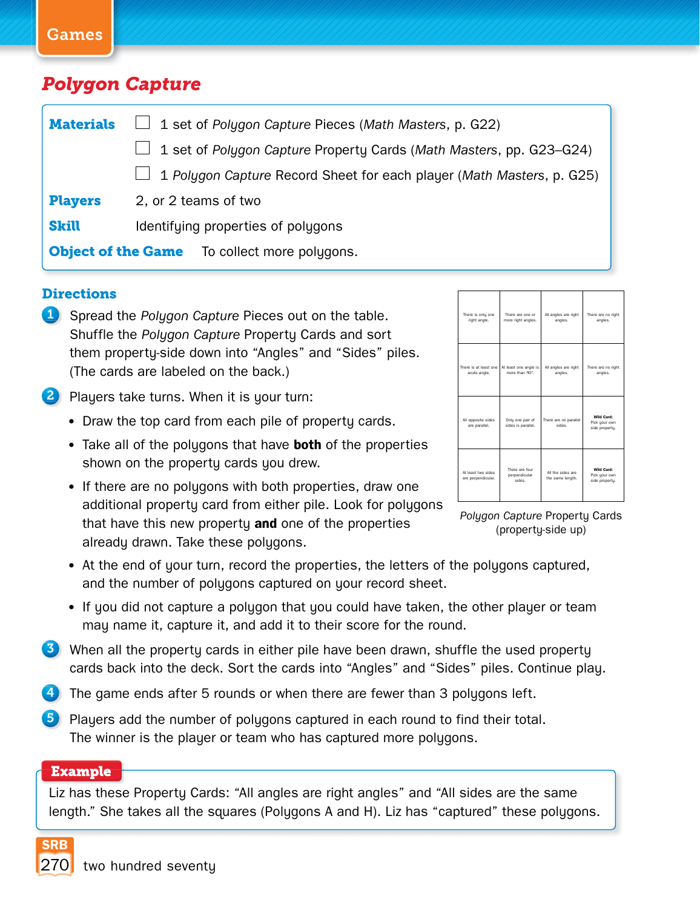# Polygon Capture

| | |
|---|---|
| **Materials** | ☐ 1 set of *Polygon Capture* Pieces (*Math Masters*, p. G22) |
| | ☐ 1 set of *Polygon Capture* Property Cards (*Math Masters*, pp. G23–G24) |
| | ☐ 1 *Polygon Capture* Record Sheet for each player (*Math Masters*, p. G25) |
| **Players** | 2, or 2 teams of two |
| **Skill** | Identifying properties of polygons |
| **Object of the Game** | To collect more polygons. |

## Directions

1. Spread the *Polygon Capture* Pieces out on the table. Shuffle the *Polygon Capture* Property Cards and sort them property-side down into "Angles" and "Sides" piles. (The cards are labeled on the back.)

2. Players take turns. When it is your turn:
   - Draw the top card from each pile of property cards.
   - Take all of the polygons that have **both** of the properties shown on the property cards you drew.
   - If there are no polygons with both properties, draw one additional property card from either pile. Look for polygons that have this new property **and** one of the properties already drawn. Take these polygons.
   - At the end of your turn, record the properties, the letters of the polygons captured, and the number of polygons captured on your record sheet.
   - If you did not capture a polygon that you could have taken, the other player or team may name it, capture it, and add it to their score for the round.

3. When all the property cards in either pile have been drawn, shuffle the used property cards back into the deck. Sort the cards into "Angles" and "Sides" piles. Continue play.

4. The game ends after 5 rounds or when there are fewer than 3 polygons left.

5. Players add the number of polygons captured in each round to find their total. The winner is the player or team who has captured more polygons.

| | | | |
|---|---|---|---|
| There is only one right angle. | There are one or more right angles. | All angles are right angles. | There are no right angles. |
| There is at least one acute angle. | At least one angle is more than 90°. | All angles are right angles. | There are no right angles. |
| All opposite sides are parallel. | Only one pair of sides is parallel. | There are no parallel sides. | **Wild Card:** Pick your own side property. |
| At least two sides are perpendicular. | There are four perpendicular sides. | All the sides are the same length. | **Wild Card:** Pick your own side property. |

*Polygon Capture* Property Cards (property-side up)

**Example**

Liz has these Property Cards: "All angles are right angles" and "All sides are the same length." She takes all the squares (Polygons A and H). Liz has "captured" these polygons.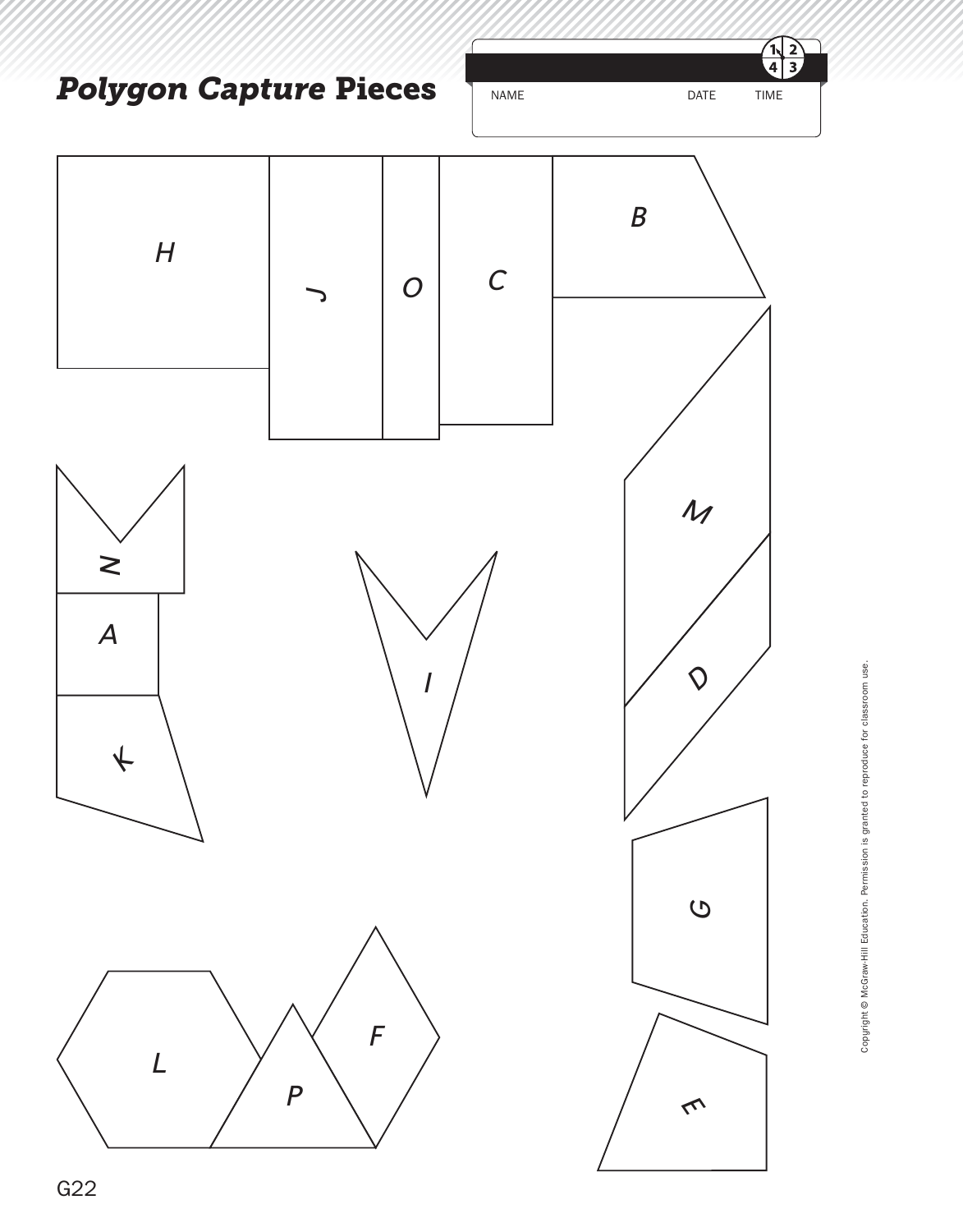# *Polygon Capture* Pieces

NAME DATE TIME

H J O C B

M

N

A I D

K

G

F

L P E

Copyright © McGraw-Hill Education. Permission is granted to reproduce for classroom use.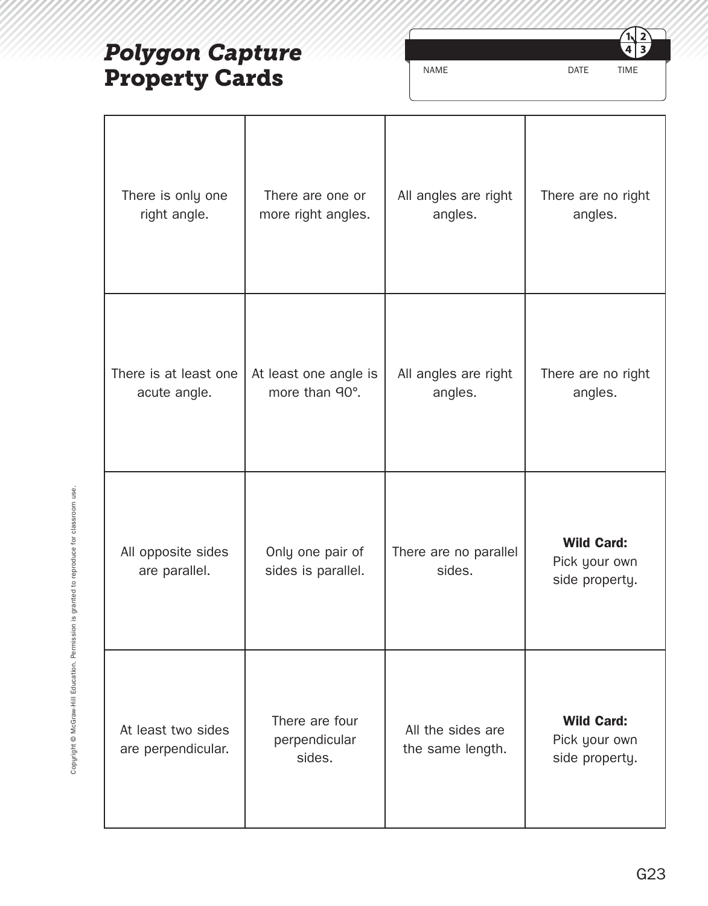# *Polygon Capture* Property Cards

NAME DATE TIME

| | | | |
|---|---|---|---|
| There is only one right angle. | There are one or more right angles. | All angles are right angles. | There are no right angles. |
| There is at least one acute angle. | At least one angle is more than 90°. | All angles are right angles. | There are no right angles. |
| All opposite sides are parallel. | Only one pair of sides is parallel. | There are no parallel sides. | **Wild Card:** Pick your own side property. |
| At least two sides are perpendicular. | There are four perpendicular sides. | All the sides are the same length. | **Wild Card:** Pick your own side property. |

Copyright © McGraw-Hill Education. Permission is granted to reproduce for classroom use.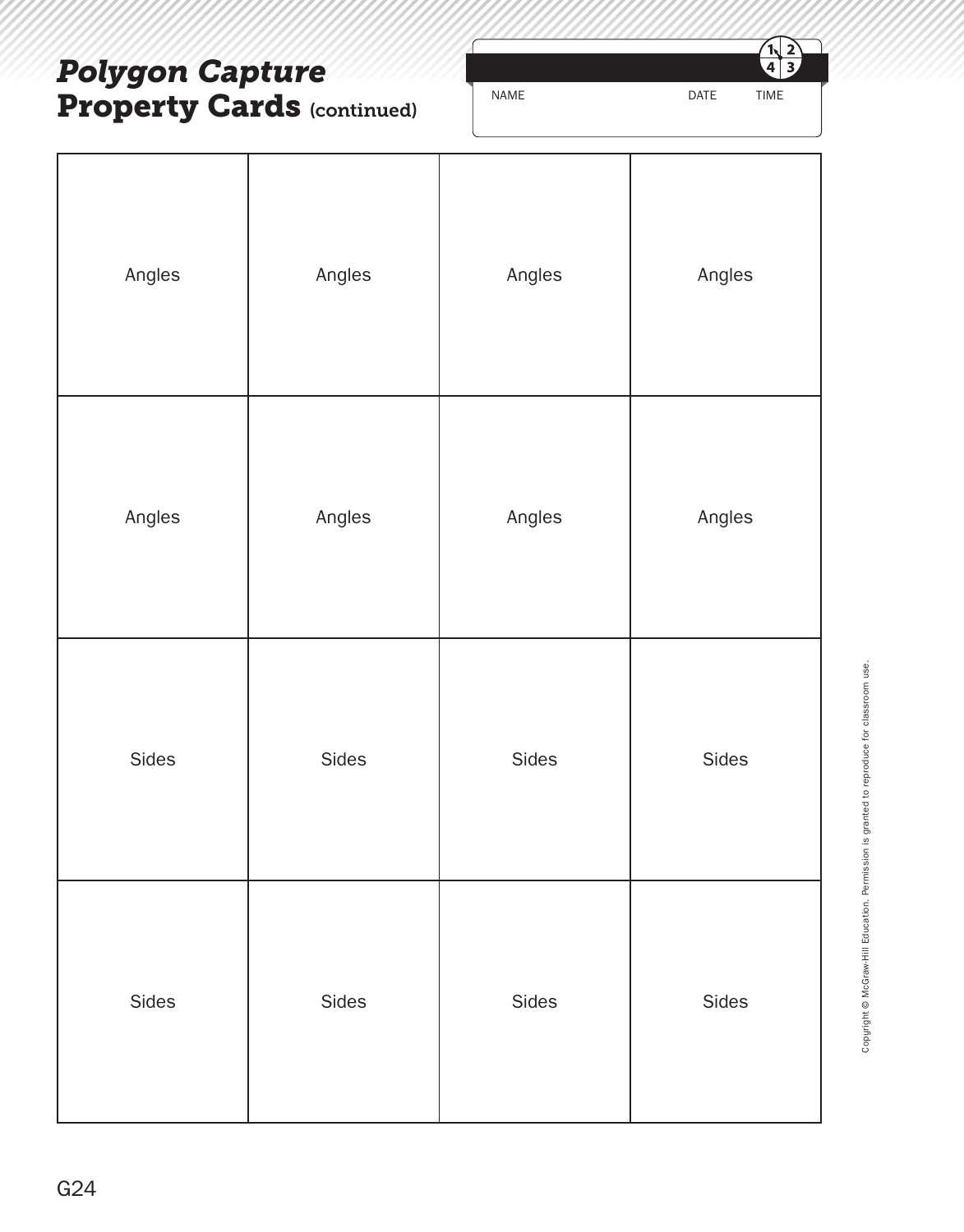# *Polygon Capture*
# Property Cards (continued)

NAME DATE TIME

| | | | |
|---|---|---|---|
| Angles | Angles | Angles | Angles |
| Angles | Angles | Angles | Angles |
| Sides | Sides | Sides | Sides |
| Sides | Sides | Sides | Sides |

Copyright © McGraw-Hill Education. Permission is granted to reproduce for classroom use.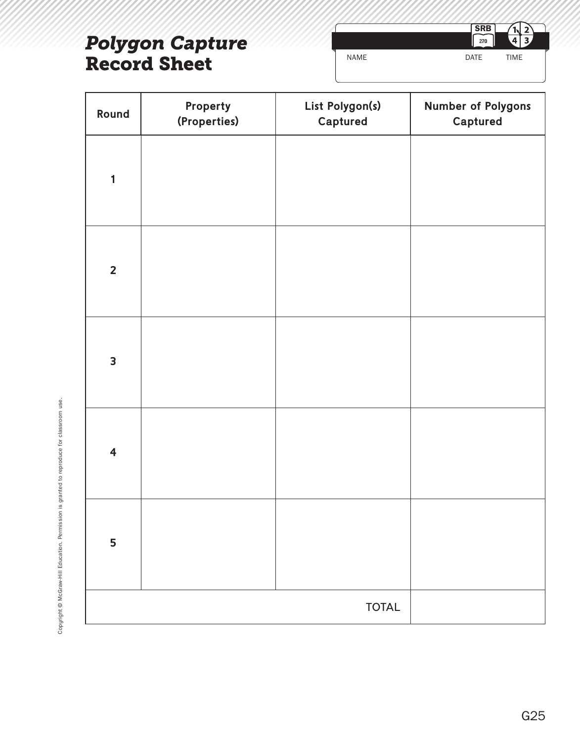# *Polygon Capture* Record Sheet

SRB 270

NAME DATE TIME

| Round | Property (Properties) | List Polygon(s) Captured | Number of Polygons Captured |
|---|---|---|---|
| 1 | | | |
| 2 | | | |
| 3 | | | |
| 4 | | | |
| 5 | | | |
| | | TOTAL | |

Copyright © McGraw-Hill Education. Permission is granted to reproduce for classroom use.

G25